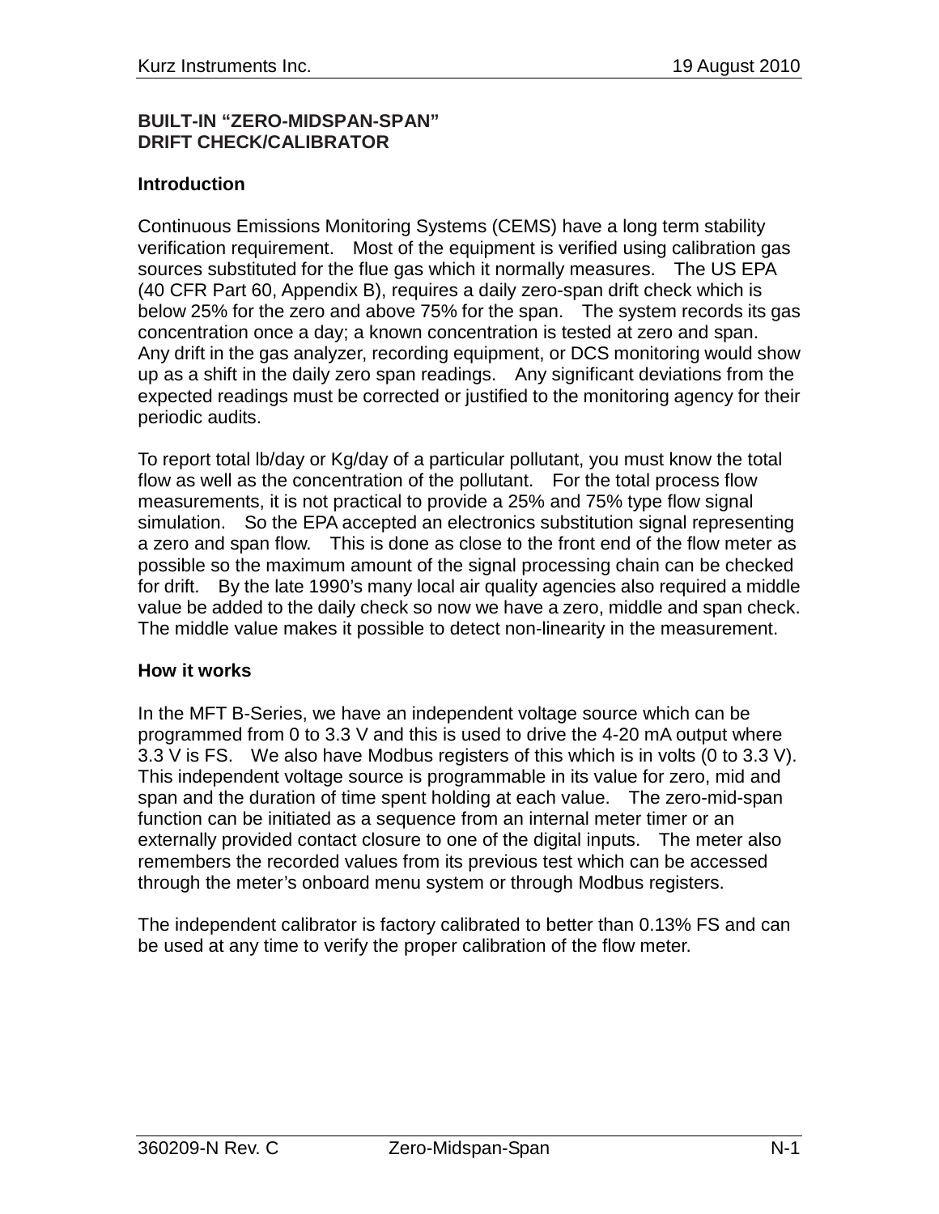# BUILT-IN "ZERO-MIDSPAN-SPAN" DRIFT CHECK/CALIBRATOR

## Introduction

Continuous Emissions Monitoring Systems (CEMS) have a long term stability verification requirement. Most of the equipment is verified using calibration gas sources substituted for the flue gas which it normally measures. The US EPA (40 CFR Part 60, Appendix B), requires a daily zero-span drift check which is below 25% for the zero and above 75% for the span. The system records its gas concentration once a day; a known concentration is tested at zero and span. Any drift in the gas analyzer, recording equipment, or DCS monitoring would show up as a shift in the daily zero span readings. Any significant deviations from the expected readings must be corrected or justified to the monitoring agency for their periodic audits.

To report total lb/day or Kg/day of a particular pollutant, you must know the total flow as well as the concentration of the pollutant. For the total process flow measurements, it is not practical to provide a 25% and 75% type flow signal simulation. So the EPA accepted an electronics substitution signal representing a zero and span flow. This is done as close to the front end of the flow meter as possible so the maximum amount of the signal processing chain can be checked for drift. By the late 1990's many local air quality agencies also required a middle value be added to the daily check so now we have a zero, middle and span check. The middle value makes it possible to detect non-linearity in the measurement.

## How it works

In the MFT B-Series, we have an independent voltage source which can be programmed from 0 to 3.3 V and this is used to drive the 4-20 mA output where 3.3 V is FS. We also have Modbus registers of this which is in volts (0 to 3.3 V). This independent voltage source is programmable in its value for zero, mid and span and the duration of time spent holding at each value. The zero-mid-span function can be initiated as a sequence from an internal meter timer or an externally provided contact closure to one of the digital inputs. The meter also remembers the recorded values from its previous test which can be accessed through the meter's onboard menu system or through Modbus registers.

The independent calibrator is factory calibrated to better than 0.13% FS and can be used at any time to verify the proper calibration of the flow meter.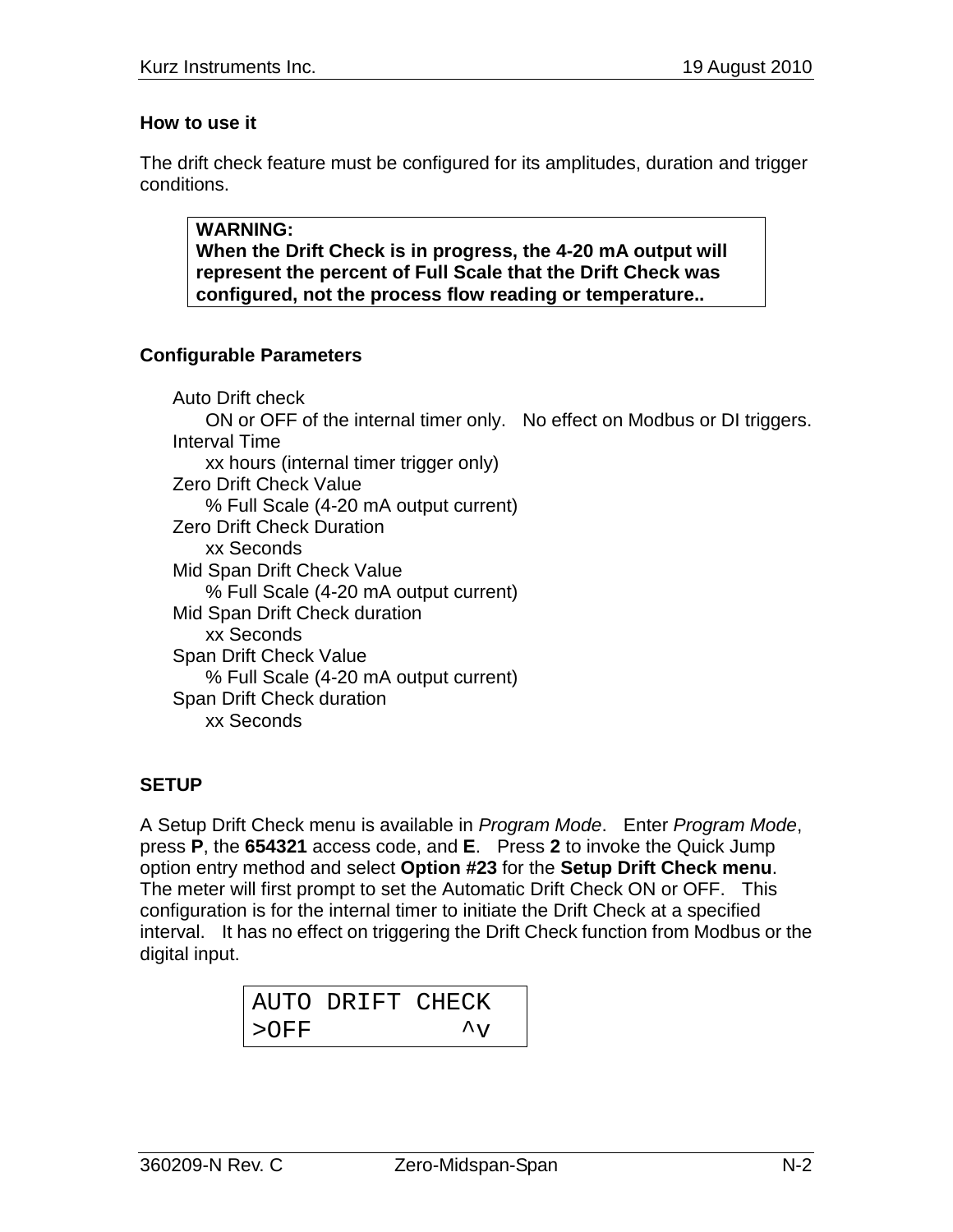**How to use it**

The drift check feature must be configured for its amplitudes, duration and trigger conditions.

> **WARNING:**
> **When the Drift Check is in progress, the 4-20 mA output will represent the percent of Full Scale that the Drift Check was configured, not the process flow reading or temperature..**

**Configurable Parameters**

- Auto Drift check
  - ON or OFF of the internal timer only. No effect on Modbus or DI triggers.
- Interval Time
  - xx hours (internal timer trigger only)
- Zero Drift Check Value
  - % Full Scale (4-20 mA output current)
- Zero Drift Check Duration
  - xx Seconds
- Mid Span Drift Check Value
  - % Full Scale (4-20 mA output current)
- Mid Span Drift Check duration
  - xx Seconds
- Span Drift Check Value
  - % Full Scale (4-20 mA output current)
- Span Drift Check duration
  - xx Seconds

**SETUP**

A Setup Drift Check menu is available in *Program Mode*. Enter *Program Mode*, press **P**, the **654321** access code, and **E**. Press **2** to invoke the Quick Jump option entry method and select **Option #23** for the **Setup Drift Check menu**. The meter will first prompt to set the Automatic Drift Check ON or OFF. This configuration is for the internal timer to initiate the Drift Check at a specified interval. It has no effect on triggering the Drift Check function from Modbus or the digital input.

```
AUTO DRIFT CHECK
>OFF          ^v
```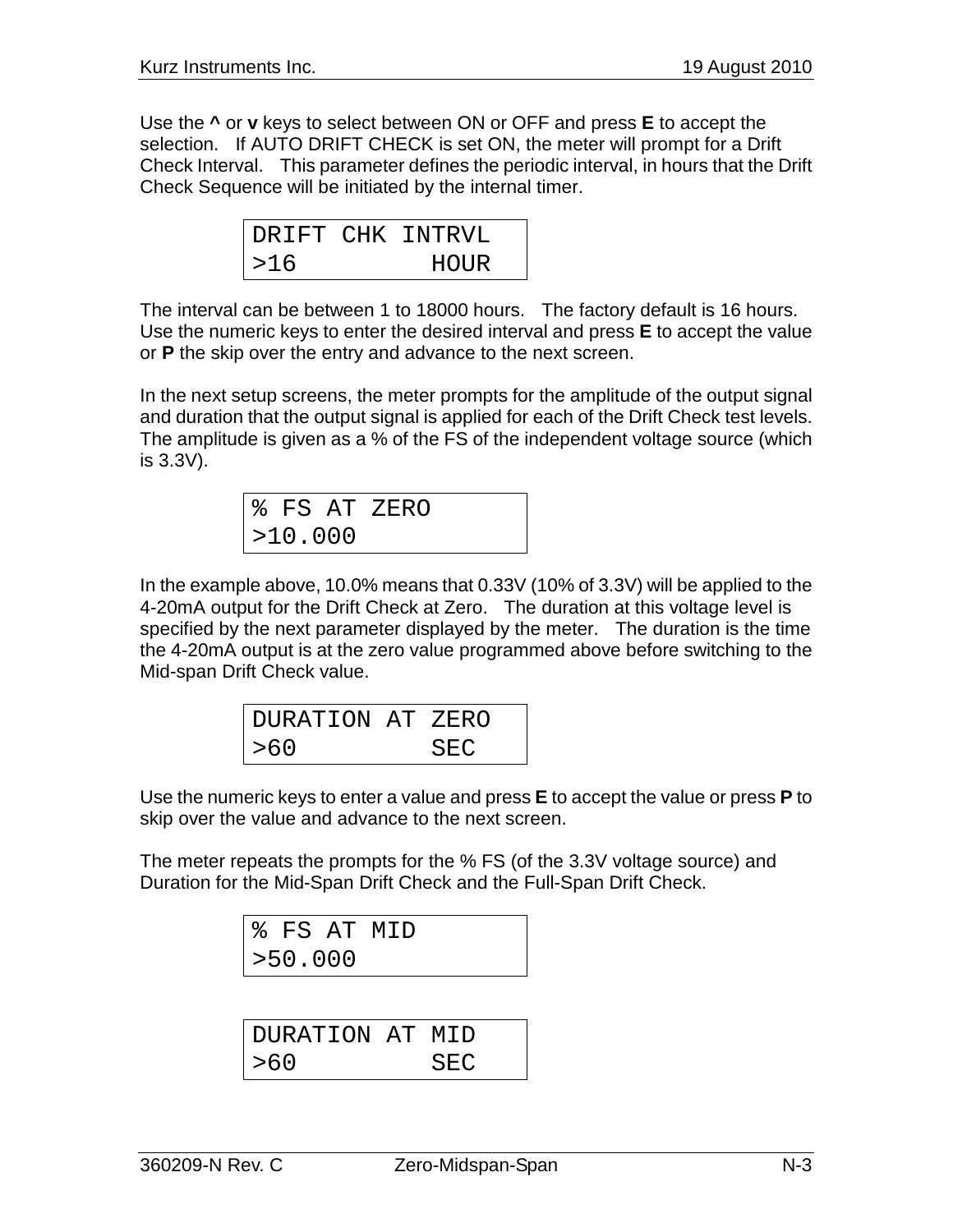Use the **^** or **v** keys to select between ON or OFF and press **E** to accept the selection. If AUTO DRIFT CHECK is set ON, the meter will prompt for a Drift Check Interval. This parameter defines the periodic interval, in hours that the Drift Check Sequence will be initiated by the internal timer.

```
DRIFT CHK INTRVL
>16         HOUR
```

The interval can be between 1 to 18000 hours. The factory default is 16 hours. Use the numeric keys to enter the desired interval and press **E** to accept the value or **P** the skip over the entry and advance to the next screen.

In the next setup screens, the meter prompts for the amplitude of the output signal and duration that the output signal is applied for each of the Drift Check test levels. The amplitude is given as a % of the FS of the independent voltage source (which is 3.3V).

```
% FS AT ZERO
>10.000
```

In the example above, 10.0% means that 0.33V (10% of 3.3V) will be applied to the 4-20mA output for the Drift Check at Zero. The duration at this voltage level is specified by the next parameter displayed by the meter. The duration is the time the 4-20mA output is at the zero value programmed above before switching to the Mid-span Drift Check value.

```
DURATION AT ZERO
>60         SEC
```

Use the numeric keys to enter a value and press **E** to accept the value or press **P** to skip over the value and advance to the next screen.

The meter repeats the prompts for the % FS (of the 3.3V voltage source) and Duration for the Mid-Span Drift Check and the Full-Span Drift Check.

```
% FS AT MID
>50.000
```

```
DURATION AT MID
>60         SEC
```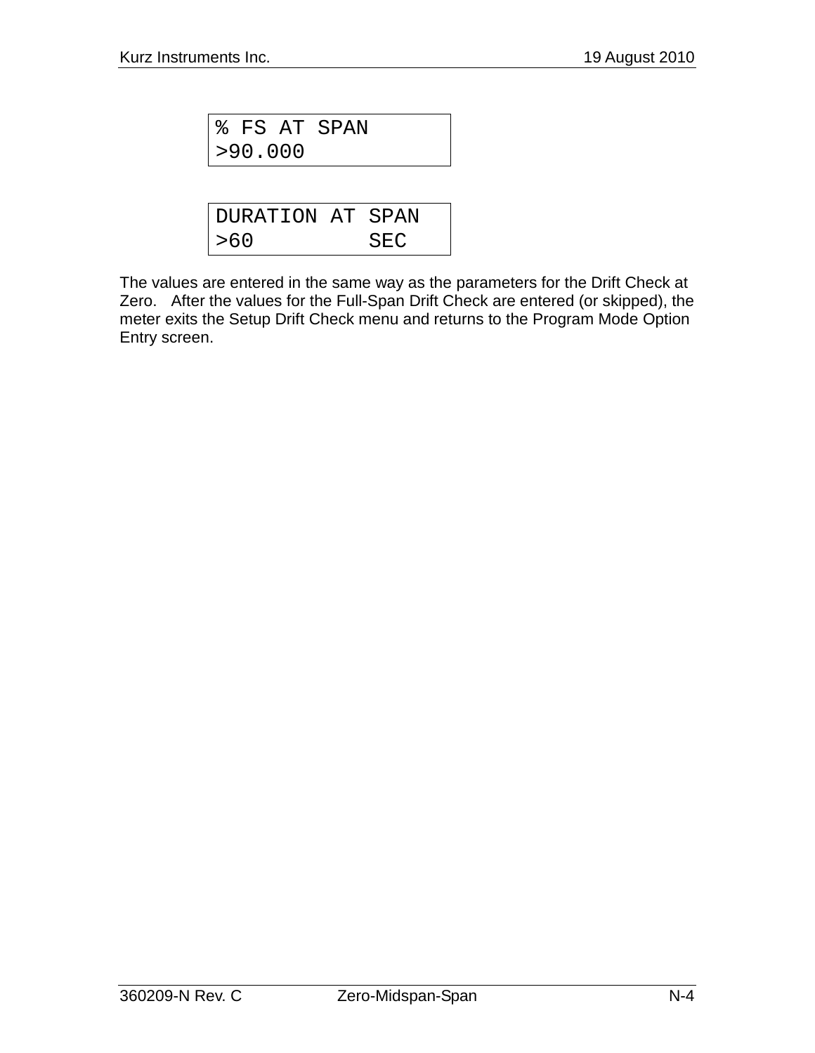```
% FS AT SPAN
>90.000
```

```
DURATION AT SPAN
>60         SEC
```

The values are entered in the same way as the parameters for the Drift Check at Zero. After the values for the Full-Span Drift Check are entered (or skipped), the meter exits the Setup Drift Check menu and returns to the Program Mode Option Entry screen.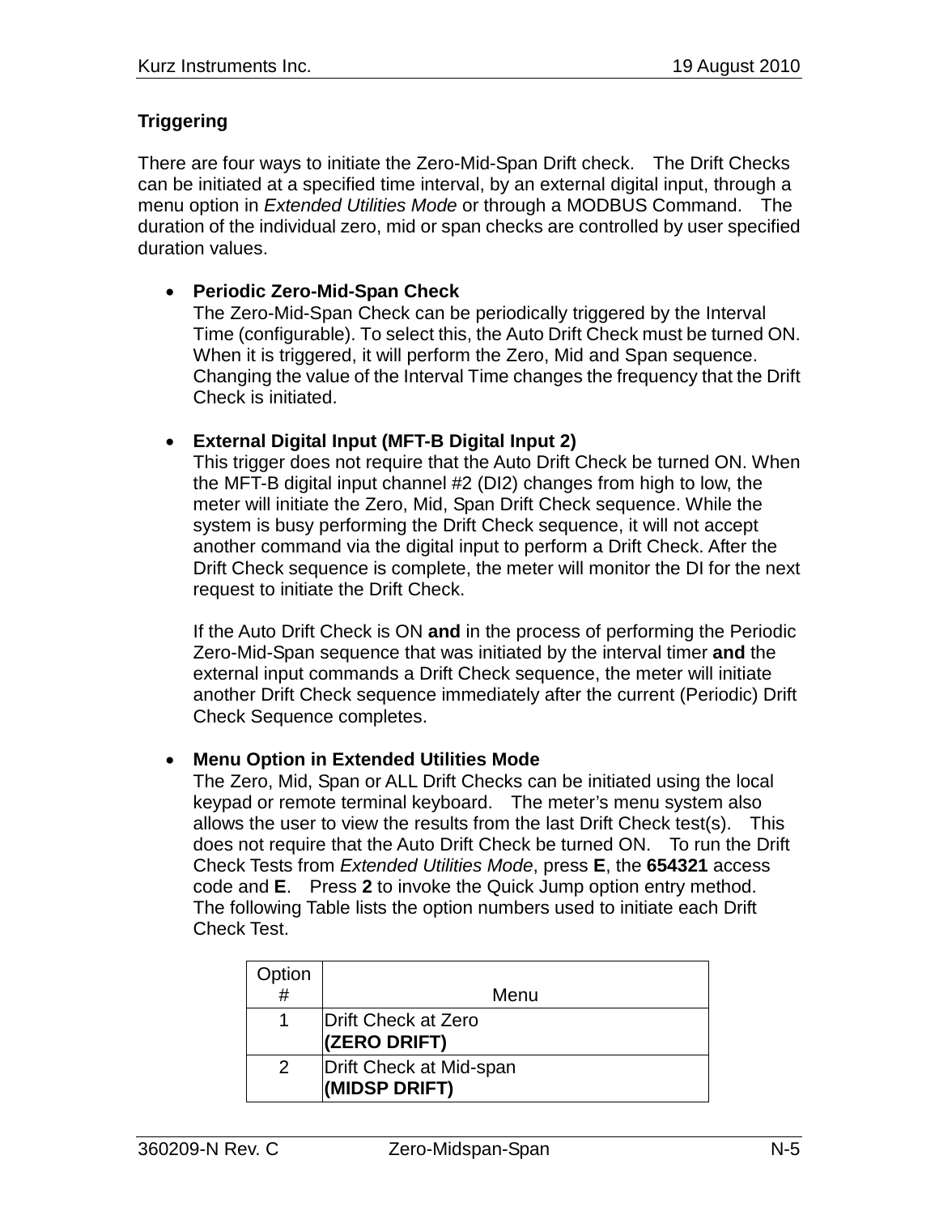**Triggering**

There are four ways to initiate the Zero-Mid-Span Drift check. The Drift Checks can be initiated at a specified time interval, by an external digital input, through a menu option in *Extended Utilities Mode* or through a MODBUS Command. The duration of the individual zero, mid or span checks are controlled by user specified duration values.

- **Periodic Zero-Mid-Span Check**
  The Zero-Mid-Span Check can be periodically triggered by the Interval Time (configurable). To select this, the Auto Drift Check must be turned ON. When it is triggered, it will perform the Zero, Mid and Span sequence. Changing the value of the Interval Time changes the frequency that the Drift Check is initiated.

- **External Digital Input (MFT-B Digital Input 2)**
  This trigger does not require that the Auto Drift Check be turned ON. When the MFT-B digital input channel #2 (DI2) changes from high to low, the meter will initiate the Zero, Mid, Span Drift Check sequence. While the system is busy performing the Drift Check sequence, it will not accept another command via the digital input to perform a Drift Check. After the Drift Check sequence is complete, the meter will monitor the DI for the next request to initiate the Drift Check.

  If the Auto Drift Check is ON **and** in the process of performing the Periodic Zero-Mid-Span sequence that was initiated by the interval timer **and** the external input commands a Drift Check sequence, the meter will initiate another Drift Check sequence immediately after the current (Periodic) Drift Check Sequence completes.

- **Menu Option in Extended Utilities Mode**
  The Zero, Mid, Span or ALL Drift Checks can be initiated using the local keypad or remote terminal keyboard. The meter's menu system also allows the user to view the results from the last Drift Check test(s). This does not require that the Auto Drift Check be turned ON. To run the Drift Check Tests from *Extended Utilities Mode*, press **E**, the **654321** access code and **E**. Press **2** to invoke the Quick Jump option entry method. The following Table lists the option numbers used to initiate each Drift Check Test.

| Option # | Menu |
|---|---|
| 1 | Drift Check at Zero **(ZERO DRIFT)** |
| 2 | Drift Check at Mid-span **(MIDSP DRIFT)** |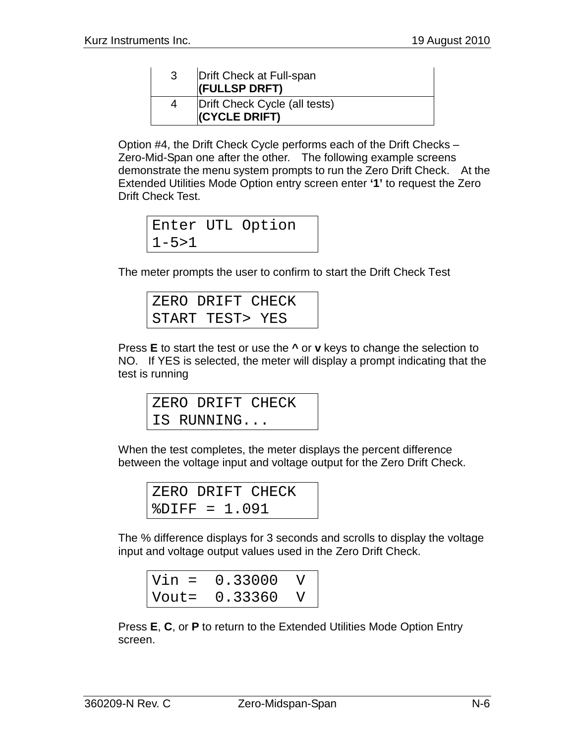| | |
|---|---|
| 3 | Drift Check at Full-span **(FULLSP DRFT)** |
| 4 | Drift Check Cycle (all tests) **(CYCLE DRIFT)** |

Option #4, the Drift Check Cycle performs each of the Drift Checks – Zero-Mid-Span one after the other. The following example screens demonstrate the menu system prompts to run the Zero Drift Check. At the Extended Utilities Mode Option entry screen enter **'1'** to request the Zero Drift Check Test.

```
Enter UTL Option
1-5>1
```

The meter prompts the user to confirm to start the Drift Check Test

```
ZERO DRIFT CHECK
START TEST> YES
```

Press **E** to start the test or use the **^** or **v** keys to change the selection to NO. If YES is selected, the meter will display a prompt indicating that the test is running

```
ZERO DRIFT CHECK
IS RUNNING...
```

When the test completes, the meter displays the percent difference between the voltage input and voltage output for the Zero Drift Check.

```
ZERO DRIFT CHECK
%DIFF = 1.091
```

The % difference displays for 3 seconds and scrolls to display the voltage input and voltage output values used in the Zero Drift Check.

```
Vin =  0.33000  V
Vout=  0.33360  V
```

Press **E**, **C**, or **P** to return to the Extended Utilities Mode Option Entry screen.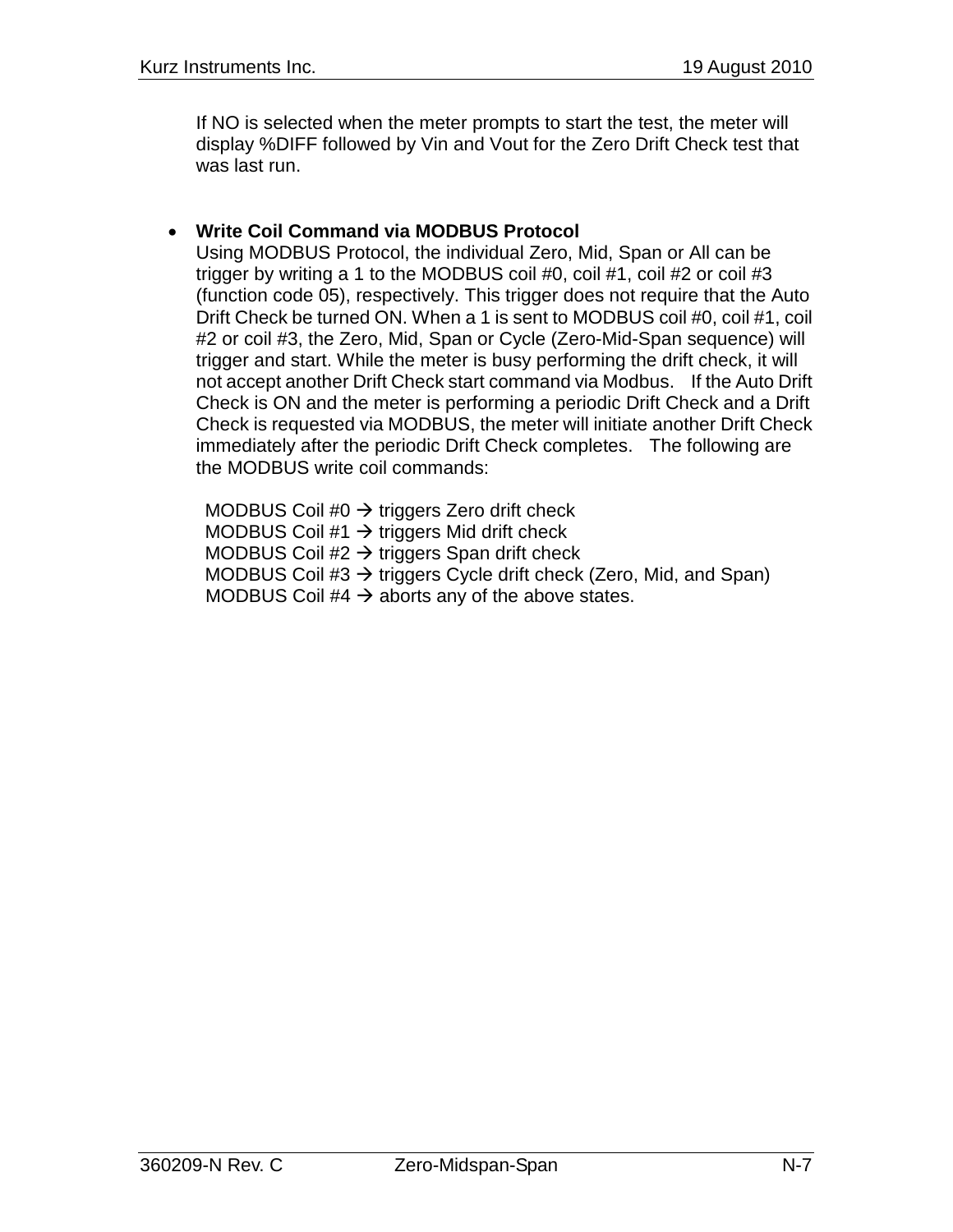If NO is selected when the meter prompts to start the test, the meter will display %DIFF followed by Vin and Vout for the Zero Drift Check test that was last run.

- **Write Coil Command via MODBUS Protocol**
  Using MODBUS Protocol, the individual Zero, Mid, Span or All can be trigger by writing a 1 to the MODBUS coil #0, coil #1, coil #2 or coil #3 (function code 05), respectively. This trigger does not require that the Auto Drift Check be turned ON. When a 1 is sent to MODBUS coil #0, coil #1, coil #2 or coil #3, the Zero, Mid, Span or Cycle (Zero-Mid-Span sequence) will trigger and start. While the meter is busy performing the drift check, it will not accept another Drift Check start command via Modbus. If the Auto Drift Check is ON and the meter is performing a periodic Drift Check and a Drift Check is requested via MODBUS, the meter will initiate another Drift Check immediately after the periodic Drift Check completes. The following are the MODBUS write coil commands:

  MODBUS Coil #0 → triggers Zero drift check
  MODBUS Coil #1 → triggers Mid drift check
  MODBUS Coil #2 → triggers Span drift check
  MODBUS Coil #3 → triggers Cycle drift check (Zero, Mid, and Span)
  MODBUS Coil #4 → aborts any of the above states.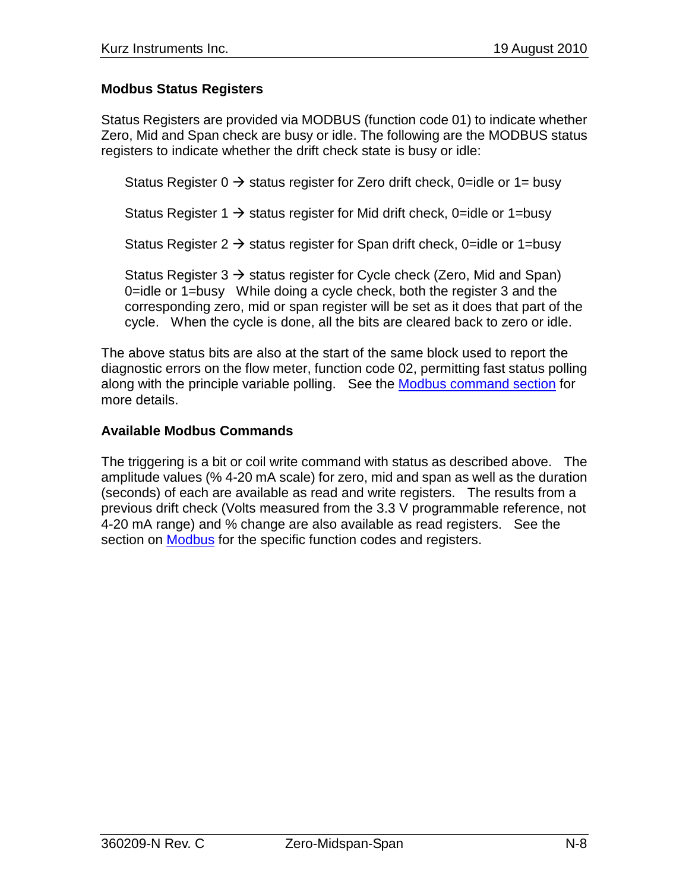### Modbus Status Registers

Status Registers are provided via MODBUS (function code 01) to indicate whether Zero, Mid and Span check are busy or idle. The following are the MODBUS status registers to indicate whether the drift check state is busy or idle:

Status Register 0 → status register for Zero drift check, 0=idle or 1= busy

Status Register 1 → status register for Mid drift check, 0=idle or 1=busy

Status Register 2 → status register for Span drift check, 0=idle or 1=busy

Status Register 3 → status register for Cycle check (Zero, Mid and Span) 0=idle or 1=busy While doing a cycle check, both the register 3 and the corresponding zero, mid or span register will be set as it does that part of the cycle. When the cycle is done, all the bits are cleared back to zero or idle.

The above status bits are also at the start of the same block used to report the diagnostic errors on the flow meter, function code 02, permitting fast status polling along with the principle variable polling. See the Modbus command section for more details.

### Available Modbus Commands

The triggering is a bit or coil write command with status as described above. The amplitude values (% 4-20 mA scale) for zero, mid and span as well as the duration (seconds) of each are available as read and write registers. The results from a previous drift check (Volts measured from the 3.3 V programmable reference, not 4-20 mA range) and % change are also available as read registers. See the section on Modbus for the specific function codes and registers.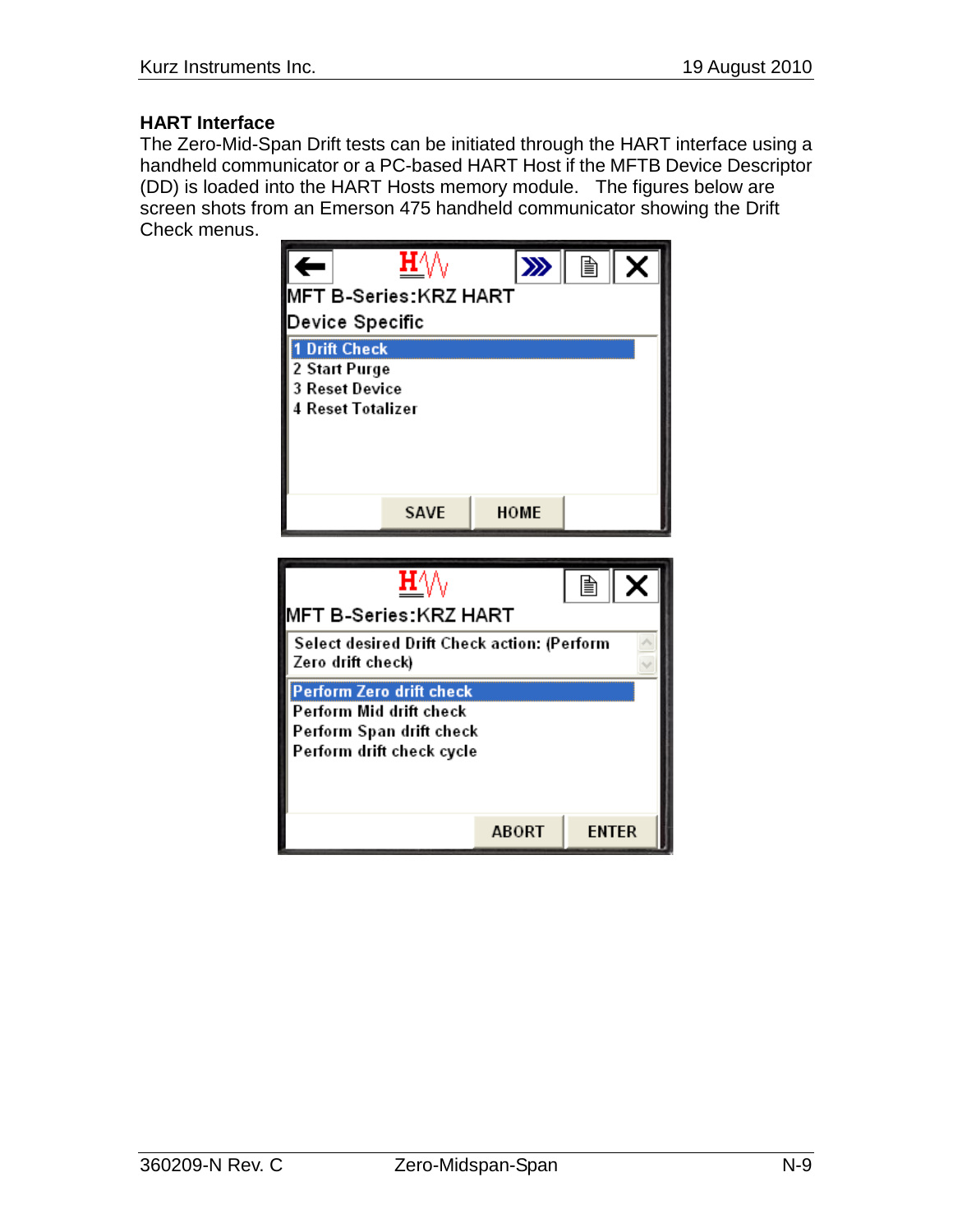**HART Interface**

The Zero-Mid-Span Drift tests can be initiated through the HART interface using a handheld communicator or a PC-based HART Host if the MFTB Device Descriptor (DD) is loaded into the HART Hosts memory module. The figures below are screen shots from an Emerson 475 handheld communicator showing the Drift Check menus.

MFT B-Series:KRZ HART
Device Specific

1 Drift Check
2 Start Purge
3 Reset Device
4 Reset Totalizer

SAVE HOME

MFT B-Series:KRZ HART

Select desired Drift Check action: (Perform Zero drift check)

Perform Zero drift check
Perform Mid drift check
Perform Span drift check
Perform drift check cycle

ABORT ENTER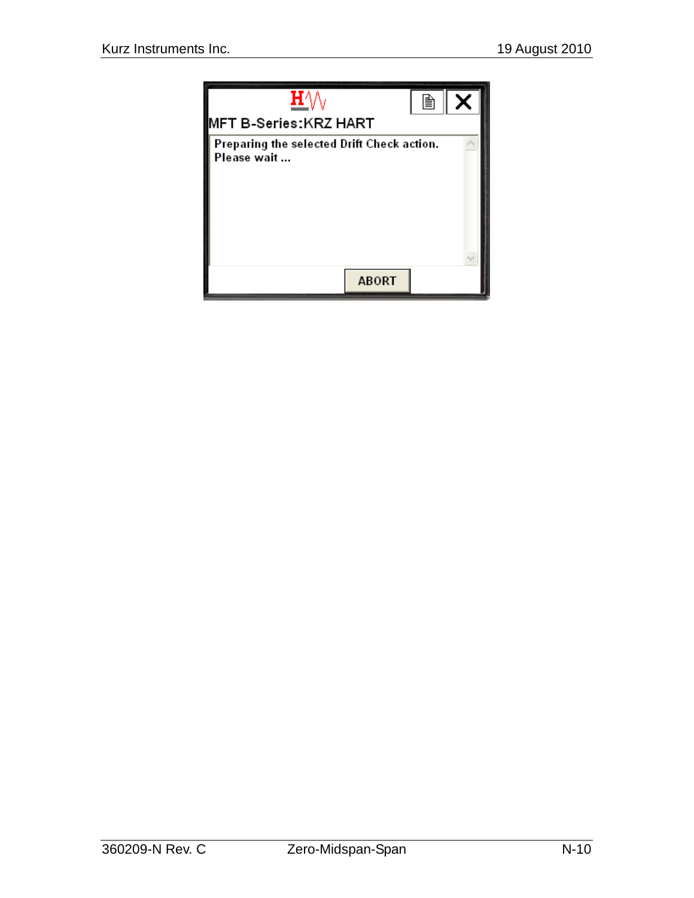MFT B-Series:KRZ HART

Preparing the selected Drift Check action.
Please wait ...

ABORT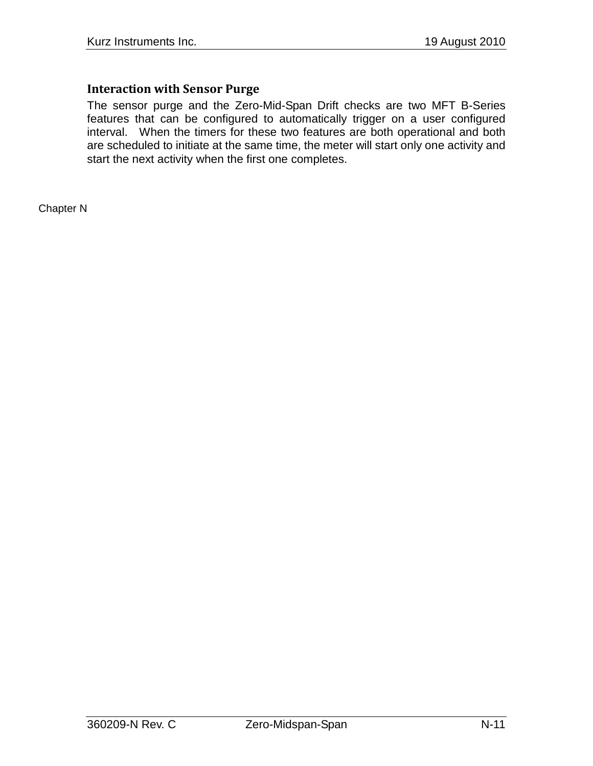### Interaction with Sensor Purge

The sensor purge and the Zero-Mid-Span Drift checks are two MFT B-Series features that can be configured to automatically trigger on a user configured interval. When the timers for these two features are both operational and both are scheduled to initiate at the same time, the meter will start only one activity and start the next activity when the first one completes.